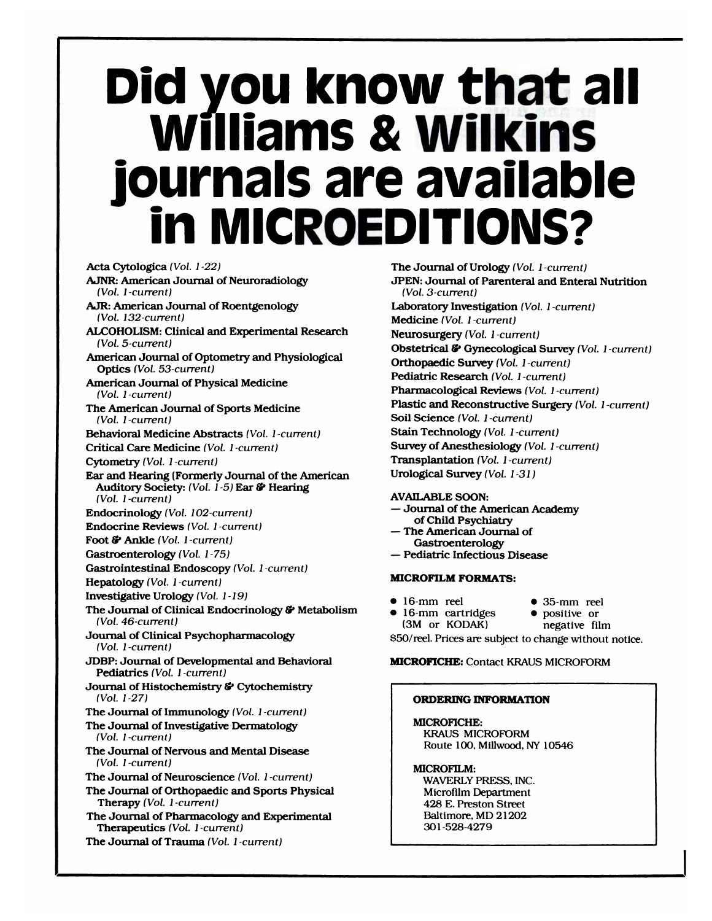# Did you know that all Williams & Wilkins journals are available in MICROEDITIONS?

**Acta Cytologica** *(Vol. 1-22)*

**AJNR: American Journal of Neuroradiology** *(Vol. 1-current)*

**AJR: American Journal of Roentgenology** *(Vol. 132-current)*

**ALCOHOLISM: Clinical and Experimental Research** *(Vol. 5-current)*

**American Journal of Optometry and Physiological Optics** *(Vol. 53-current)*

**American Journal of Physical Medicine** *(Vol. 1-current)*

**The American Journal of Sports Medicine** *(Vol. 1-current)*

**Behavioral Medicine Abstracts** *(Vol. 1-current)*

**Critical Care Medicine** *(Vol. 1-current)*

**Cytometry** *(Vol. 1-current)*

**Ear and Hearing (Formerly Journal of the American Auditory Society:** *(Vol. 1-5)* **Ear & Hearing** *(Vol. 1-current)*

**Endocrinology** *(Vol. 102-current)*

**Endocrine Reviews** *(Vol. 1-current)*

**Foot & Ankle** *(Vol. 1-current)*

**Gastroenterology** *(Vol. 1-75)*

**Gastrointestinal Endoscopy** *(Vol. 1-current)*

**Hepatology** *(Vol. 1-current)*

**Investigative Urology** *(Vol. 1-19)*

**The Journal of Clinical Endocrinology & Metabolism** *(Vol. 46-current)*

**Journal of Clinical Psychopharmacology** *(Vol. 1-current)*

**JDBP: Journal of Developmental and Behavioral Pediatrics** *(Vol. 1-current)*

**Journal of Histochemistry & Cytochemistry** *(Vol. 1-27)*

**The Journal of Immunology** *(Vol. 1-current)*

**The Journal of Investigative Dermatology** *(Vol. 1-current)*

**The Journal of Nervous and Mental Disease** *(Vol. 1-current)*

**The Journal of Neuroscience** *(Vol. 1-current)*

**The Journal of Orthopaedic and Sports Physical Therapy** *(Vol. 1-current)*

**The Journal of Pharmacology and Experimental Therapeutics** *(Vol. 1-current)*

**The Journal of Trauma** *(Vol. 1-current)*

**The Journal of Urology** *(Vol. 1-current)*

**JPEN: Journal of Parenteral and Enteral Nutrition** *(Vol. 3-current)*

**Laboratory Investigation** *(Vol. 1-current)*

**Medicine** *(Vol. 1-current)*

**Neurosurgery** *(Vol. 1-current)*

**Obstetrical & Gynecological Survey** *(Vol. 1-current)*

**Orthopaedic Survey** *(Vol. 1-current)*

**Pediatric Research** *(Vol. 1-current)*

**Pharmacological Reviews** *(Vol. 1-current)*

**Plastic and Reconstructive Surgery** *(Vol. 1-current)*

**Soil Science** *(Vol. 1-current)*

**Stain Technology** *(Vol. 1-current)*

**Survey of Anesthesiology** *(Vol. 1-current)*

**Transplantation** *(Vol. 1-current)*

**Urological Survey** *(Vol. 1-31)*

**AVAILABLE SOON:**
- **Journal of the American Academy of Child Psychiatry**
- **The American Journal of Gastroenterology**
- **Pediatric Infectious Disease**

**MICROFILM FORMATS:**

- 16-mm reel
- 16-mm cartridges (3M or KODAK)
- 35-mm reel
- positive or negative film

$50/reel. Prices are subject to change without notice.

**MICROFICHE:** Contact KRAUS MICROFORM

**ORDERING INFORMATION**

**MICROFICHE:**
KRAUS MICROFORM
Route 100, Millwood, NY 10546

**MICROFILM:**
WAVERLY PRESS, INC.
Microfilm Department
428 E. Preston Street
Baltimore, MD 21202
301-528-4279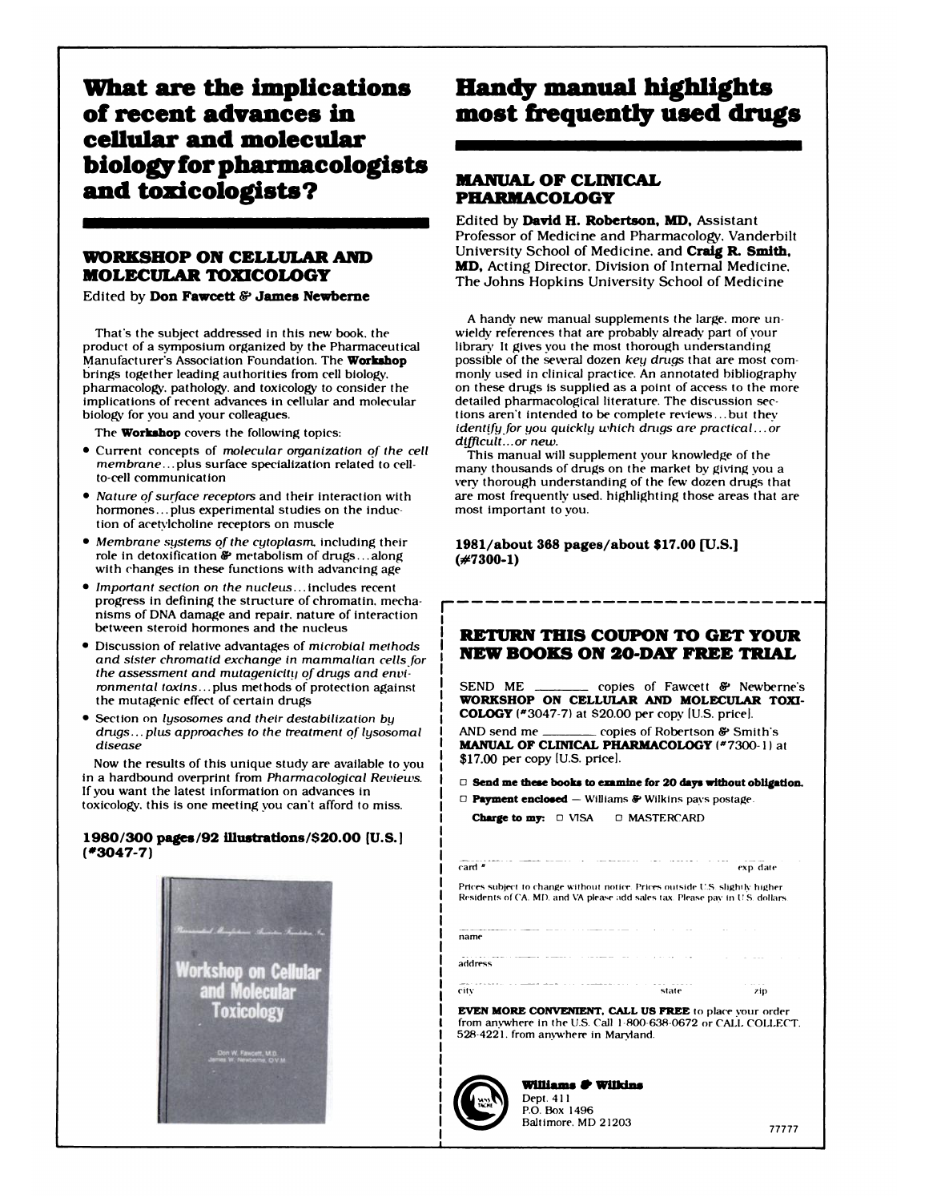# What are the implications of recent advances in cellular and molecular biology for pharmacologists and toxicologists?

## WORKSHOP ON CELLULAR AND MOLECULAR TOXICOLOGY

Edited by **Don Fawcett & James Newberne**

That's the subject addressed in this new book, the product of a symposium organized by the Pharmaceutical Manufacturer's Association Foundation. The **Workshop** brings together leading authorities from cell biology, pharmacology, pathology, and toxicology to consider the implications of recent advances in cellular and molecular biology for you and your colleagues.

The **Workshop** covers the following topics:

- Current concepts of *molecular organization of the cell membrane*... plus surface specialization related to cell-to-cell communication
- *Nature of surface receptors* and their interaction with hormones... plus experimental studies on the induction of acetylcholine receptors on muscle
- *Membrane systems of the cytoplasm*, including their role in detoxification & metabolism of drugs... along with changes in these functions with advancing age
- *Important section on the nucleus*... includes recent progress in defining the structure of chromatin, mechanisms of DNA damage and repair, nature of interaction between steroid hormones and the nucleus
- Discussion of relative advantages of *microbial methods and sister chromatid exchange in mammalian cells for the assessment and mutagenicity of drugs and environmental toxins*... plus methods of protection against the mutagenic effect of certain drugs
- Section on *lysosomes and their destabilization by drugs... plus approaches to the treatment of lysosomal disease*

Now the results of this unique study are available to you in a hardbound overprint from *Pharmacological Reviews*. If you want the latest information on advances in toxicology, this is one meeting you can't afford to miss.

**1980/300 pages/92 illustrations/$20.00 [U.S.] (#3047-7)**

# Handy manual highlights most frequently used drugs

## MANUAL OF CLINICAL PHARMACOLOGY

Edited by **David H. Robertson, MD,** Assistant Professor of Medicine and Pharmacology, Vanderbilt University School of Medicine, and **Craig R. Smith, MD,** Acting Director, Division of Internal Medicine, The Johns Hopkins University School of Medicine

A handy new manual supplements the large, more unwieldy references that are probably already part of your library. It gives you the most thorough understanding possible of the several dozen *key drugs* that are most commonly used in clinical practice. An annotated bibliography on these drugs is supplied as a point of access to the more detailed pharmacological literature. The discussion sections aren't intended to be complete reviews... but they *identify for you quickly which drugs are practical... or difficult... or new.*

This manual will supplement your knowledge of the many thousands of drugs on the market by giving you a very thorough understanding of the few dozen drugs that are most frequently used, highlighting those areas that are most important to you.

**1981/about 368 pages/about $17.00 [U.S.] (#7300-1)**

## RETURN THIS COUPON TO GET YOUR NEW BOOKS ON 20-DAY FREE TRIAL

SEND ME ________ copies of Fawcett & Newberne's **WORKSHOP ON CELLULAR AND MOLECULAR TOXICOLOGY** (#3047-7) at $20.00 per copy [U.S. price].

AND send me ________ copies of Robertson & Smith's **MANUAL OF CLINICAL PHARMACOLOGY** (#7300-1) at $17.00 per copy [U.S. price].

☐ **Send me these books to examine for 20 days without obligation.**

☐ **Payment enclosed** — Williams & Wilkins pays postage.

**Charge to my:** ☐ VISA ☐ MASTERCARD

card # ________________ exp date ________

Prices subject to change without notice. Prices outside U.S. slightly higher. Residents of CA, MD, and VA please add sales tax. Please pay in U.S. dollars.

name ________________

address ________________

city ________________ state ________ zip ________

**EVEN MORE CONVENIENT, CALL US FREE** to place your order from anywhere in the U.S. Call 1-800-638-0672 or CALL COLLECT, 528-4221, from anywhere in Maryland.

**Williams & Wilkins**
Dept. 411
P.O. Box 1496
Baltimore, MD 21203

77777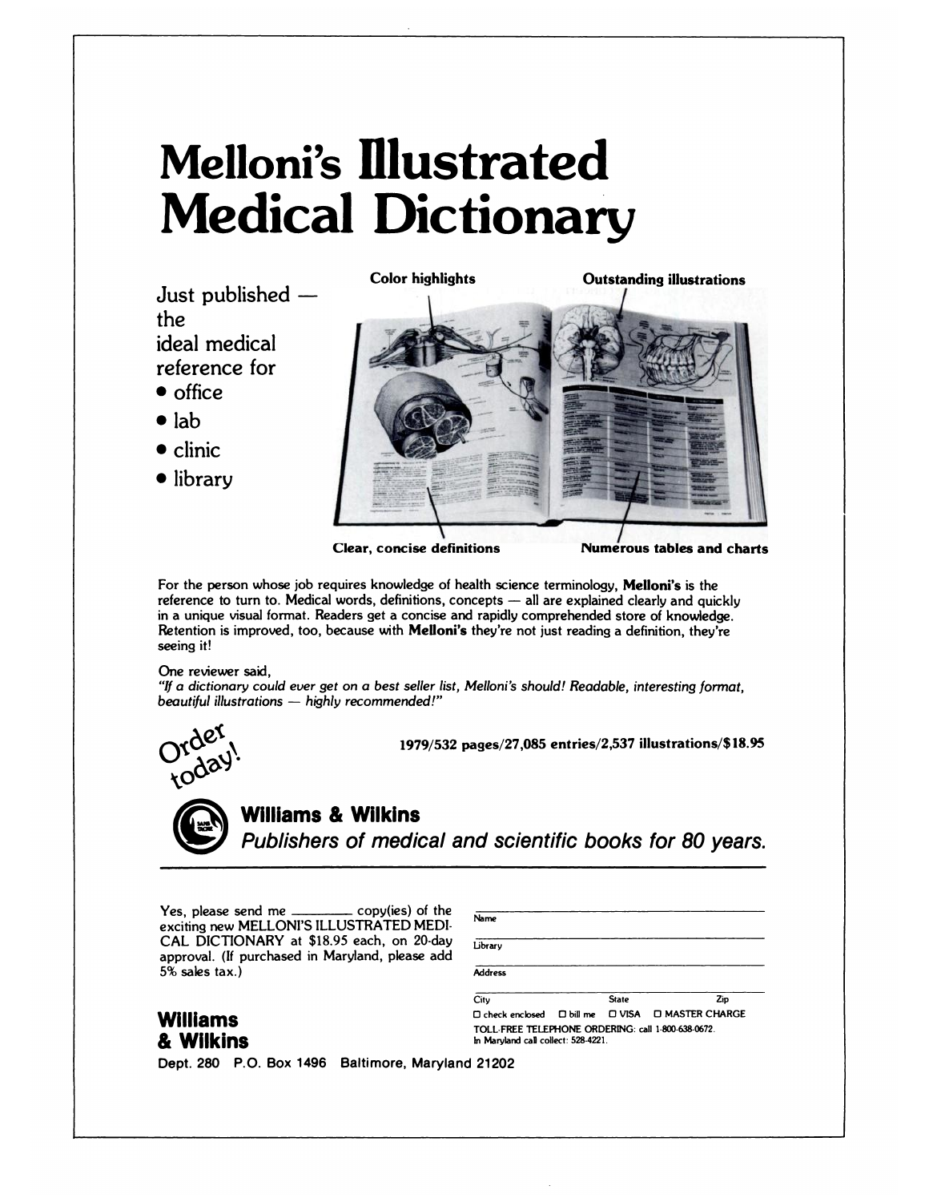# Melloni's Illustrated Medical Dictionary

Just published — the ideal medical reference for

- office
- lab
- clinic
- library

Color highlights

Outstanding illustrations

Clear, concise definitions

Numerous tables and charts

For the person whose job requires knowledge of health science terminology, **Melloni's** is the reference to turn to. Medical words, definitions, concepts — all are explained clearly and quickly in a unique visual format. Readers get a concise and rapidly comprehended store of knowledge. Retention is improved, too, because with **Melloni's** they're not just reading a definition, they're seeing it!

One reviewer said,
*"If a dictionary could ever get on a best seller list, Melloni's should! Readable, interesting format, beautiful illustrations — highly recommended!"*

Order today!

**1979/532 pages/27,085 entries/2,537 illustrations/$18.95**

**Williams & Wilkins**
***Publishers of medical and scientific books for 80 years.***

---

Yes, please send me ________ copy(ies) of the exciting new MELLONI'S ILLUSTRATED MEDICAL DICTIONARY at $18.95 each, on 20-day approval. (If purchased in Maryland, please add 5% sales tax.)

Name ________________

Library ________________

Address ________________

City ________ State ________ Zip ________

☐ check enclosed ☐ bill me ☐ VISA ☐ MASTER CHARGE

TOLL-FREE TELEPHONE ORDERING: call 1-800-638-0672.
In Maryland call collect: 528-4221.

**Williams & Wilkins**

Dept. 280 P.O. Box 1496 Baltimore, Maryland 21202